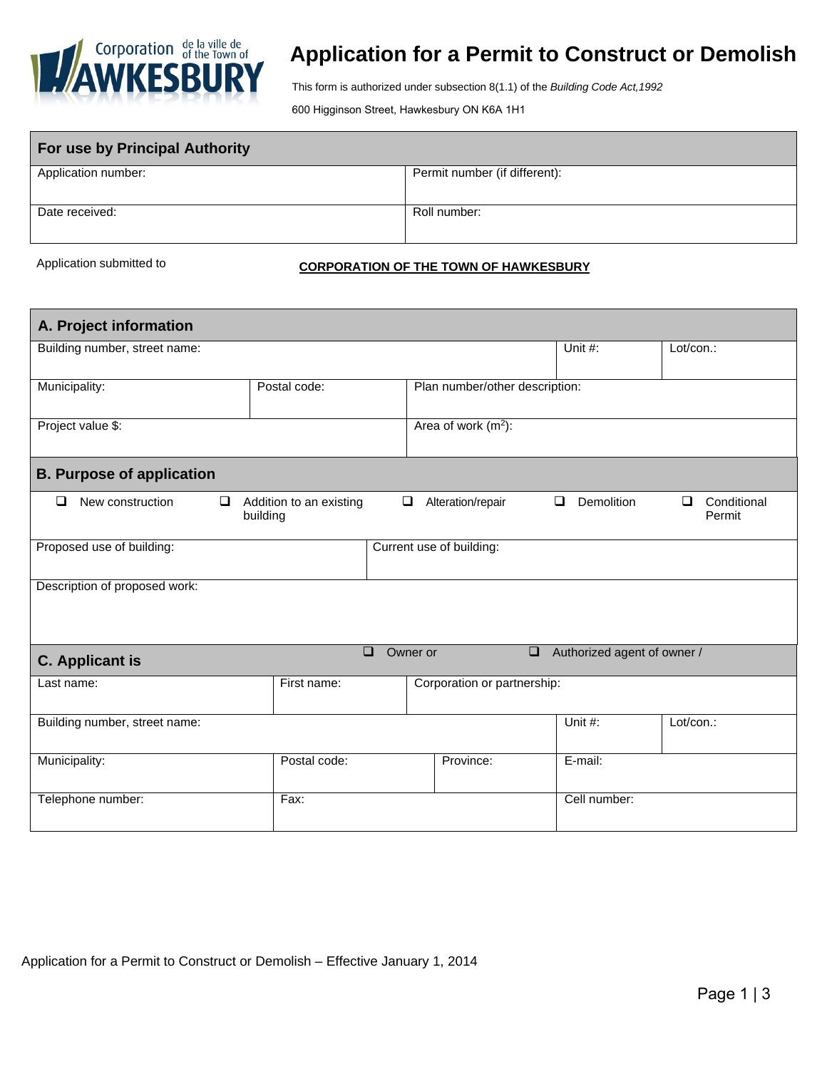Corporation de la ville de / of the Town of HAWKESBURY

# Application for a Permit to Construct or Demolish

This form is authorized under subsection 8(1.1) of the *Building Code Act,1992*

600 Higginson Street, Hawkesbury ON K6A 1H1

| **For use by Principal Authority** | |
|---|---|
| Application number: | Permit number (if different): |
| Date received: | Roll number: |

Application submitted to **CORPORATION OF THE TOWN OF HAWKESBURY**

## A. Project information

| Building number, street name: | | Unit #: | Lot/con.: |
|---|---|---|---|
| Municipality: | Postal code: | Plan number/other description: | |
| Project value $: | | Area of work ($m^2$): | |

## B. Purpose of application

❑ New construction ❑ Addition to an existing building ❑ Alteration/repair ❑ Demolition ❑ Conditional Permit

| Proposed use of building: | Current use of building: |
|---|---|
| Description of proposed work: | |

## C. Applicant is ❑ Owner or ❑ Authorized agent of owner /

| Last name: | First name: | Corporation or partnership: | | |
|---|---|---|---|---|
| Building number, street name: | | | Unit #: | Lot/con.: |
| Municipality: | Postal code: | Province: | E-mail: | |
| Telephone number: | Fax: | | Cell number: | |

Application for a Permit to Construct or Demolish – Effective January 1, 2014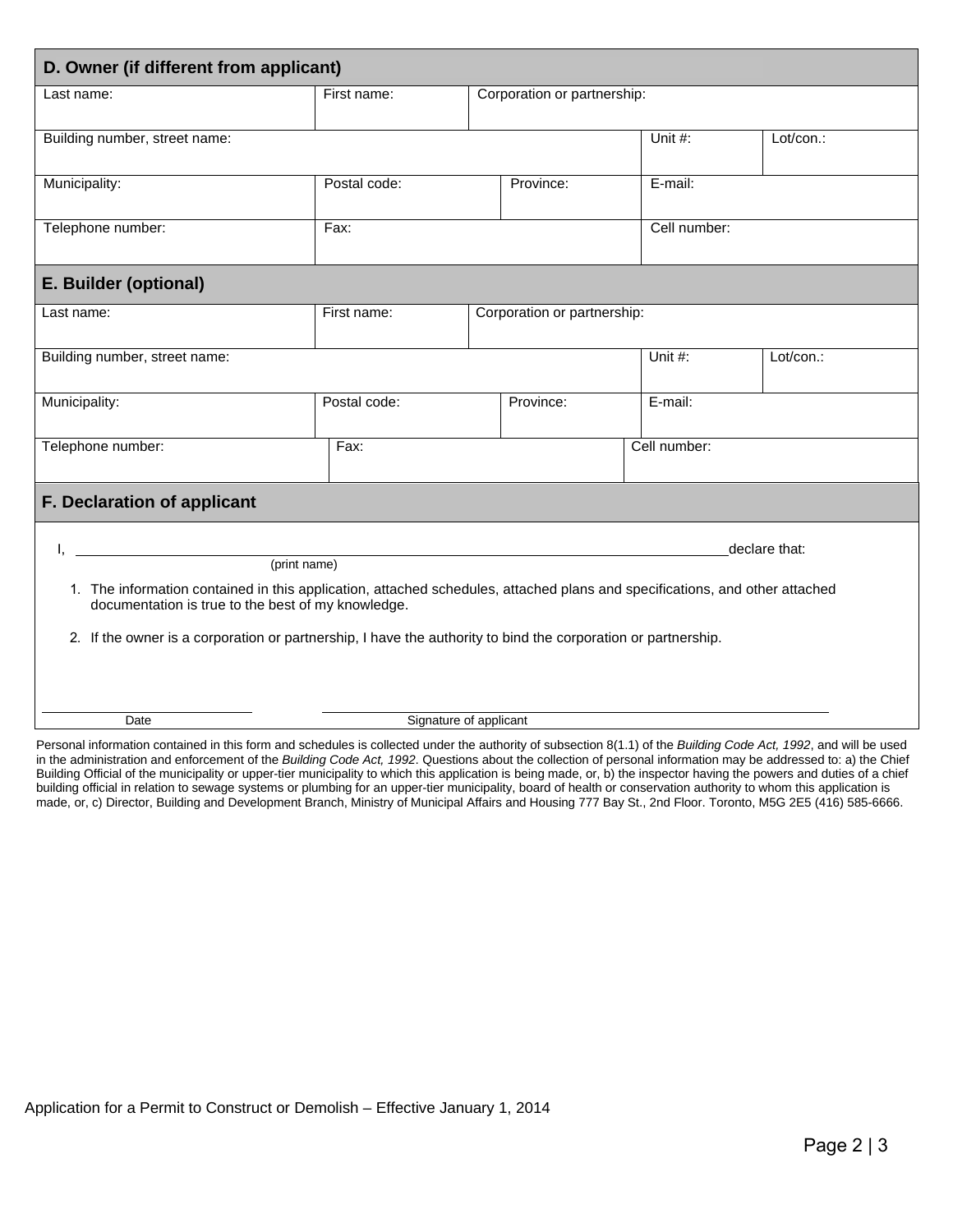## D. Owner (if different from applicant)

| Last name: | First name: | Corporation or partnership: | | |
|---|---|---|---|---|
| Building number, street name: | | | Unit #: | Lot/con.: |
| Municipality: | Postal code: | Province: | E-mail: | |
| Telephone number: | Fax: | | Cell number: | |

## E. Builder (optional)

| Last name: | First name: | Corporation or partnership: | | |
|---|---|---|---|---|
| Building number, street name: | | | Unit #: | Lot/con.: |
| Municipality: | Postal code: | Province: | E-mail: | |
| Telephone number: | Fax: | | Cell number: | |

## F. Declaration of applicant

I, ______________________________________________ declare that:
(print name)

1. The information contained in this application, attached schedules, attached plans and specifications, and other attached documentation is true to the best of my knowledge.
2. If the owner is a corporation or partnership, I have the authority to bind the corporation or partnership.

______________________ Date

______________________________ Signature of applicant

Personal information contained in this form and schedules is collected under the authority of subsection 8(1.1) of the *Building Code Act, 1992*, and will be used in the administration and enforcement of the *Building Code Act, 1992*. Questions about the collection of personal information may be addressed to: a) the Chief Building Official of the municipality or upper-tier municipality to which this application is being made, or, b) the inspector having the powers and duties of a chief building official in relation to sewage systems or plumbing for an upper-tier municipality, board of health or conservation authority to whom this application is made, or, c) Director, Building and Development Branch, Ministry of Municipal Affairs and Housing 777 Bay St., 2nd Floor. Toronto, M5G 2E5 (416) 585-6666.

Application for a Permit to Construct or Demolish – Effective January 1, 2014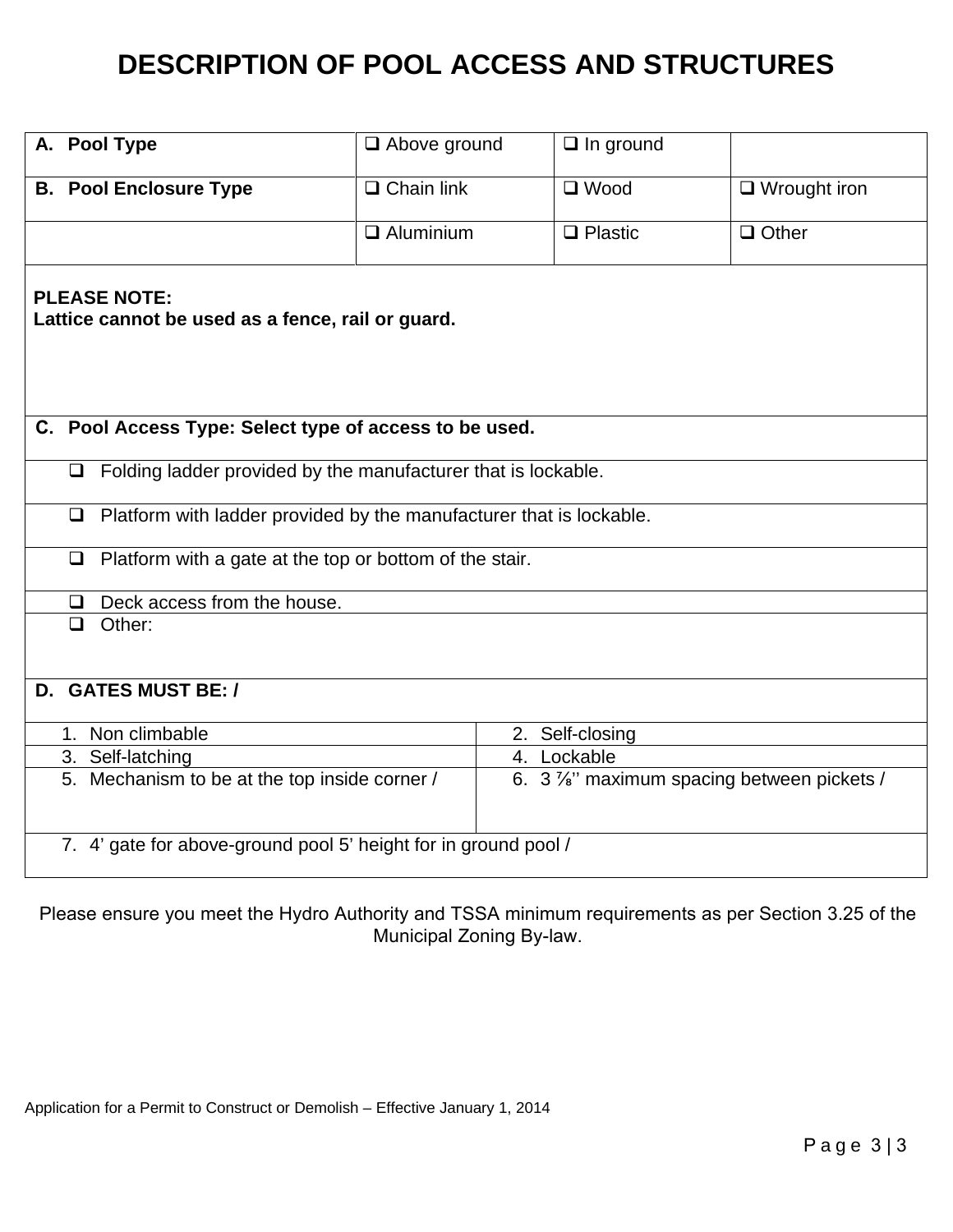# DESCRIPTION OF POOL ACCESS AND STRUCTURES

| | | | |
|---|---|---|---|
| **A. Pool Type** | ❑ Above ground | ❑ In ground | |
| **B. Pool Enclosure Type** | ❑ Chain link | ❑ Wood | ❑ Wrought iron |
| | ❑ Aluminium | ❑ Plastic | ❑ Other |

**PLEASE NOTE:**
**Lattice cannot be used as a fence, rail or guard.**

**C. Pool Access Type: Select type of access to be used.**

- ❑ Folding ladder provided by the manufacturer that is lockable.
- ❑ Platform with ladder provided by the manufacturer that is lockable.
- ❑ Platform with a gate at the top or bottom of the stair.
- ❑ Deck access from the house.
- ❑ Other:

**D. GATES MUST BE: /**

| | |
|---|---|
| 1. Non climbable | 2. Self-closing |
| 3. Self-latching | 4. Lockable |
| 5. Mechanism to be at the top inside corner / | 6. 3 ⅞'' maximum spacing between pickets / |
| 7. 4' gate for above-ground pool 5' height for in ground pool / | |

Please ensure you meet the Hydro Authority and TSSA minimum requirements as per Section 3.25 of the Municipal Zoning By-law.

Application for a Permit to Construct or Demolish – Effective January 1, 2014